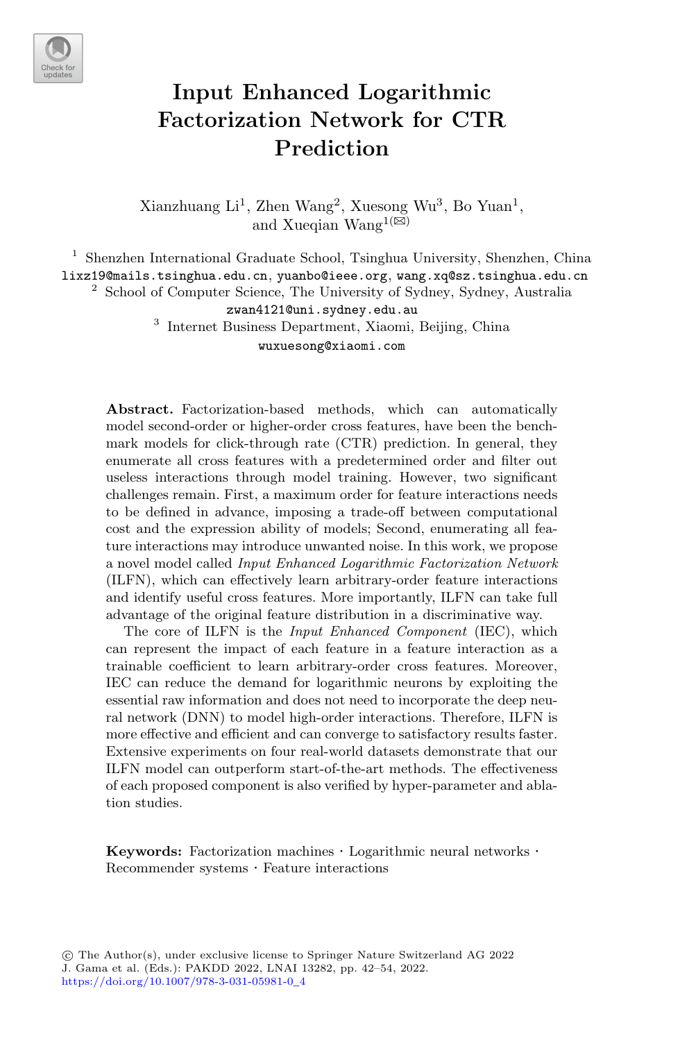# Input Enhanced Logarithmic Factorization Network for CTR Prediction

Xianzhuang Li[1], Zhen Wang[2], Xuesong Wu[3], Bo Yuan[1], and Xueqian Wang[1](✉)

[1] Shenzhen International Graduate School, Tsinghua University, Shenzhen, China
lixz19@mails.tsinghua.edu.cn, yuanbo@ieee.org, wang.xq@sz.tsinghua.edu.cn

[2] School of Computer Science, The University of Sydney, Sydney, Australia
zwan4121@uni.sydney.edu.au

[3] Internet Business Department, Xiaomi, Beijing, China
wuxuesong@xiaomi.com

**Abstract.** Factorization-based methods, which can automatically model second-order or higher-order cross features, have been the benchmark models for click-through rate (CTR) prediction. In general, they enumerate all cross features with a predetermined order and filter out useless interactions through model training. However, two significant challenges remain. First, a maximum order for feature interactions needs to be defined in advance, imposing a trade-off between computational cost and the expression ability of models; Second, enumerating all feature interactions may introduce unwanted noise. In this work, we propose a novel model called *Input Enhanced Logarithmic Factorization Network* (ILFN), which can effectively learn arbitrary-order feature interactions and identify useful cross features. More importantly, ILFN can take full advantage of the original feature distribution in a discriminative way.

The core of ILFN is the *Input Enhanced Component* (IEC), which can represent the impact of each feature in a feature interaction as a trainable coefficient to learn arbitrary-order cross features. Moreover, IEC can reduce the demand for logarithmic neurons by exploiting the essential raw information and does not need to incorporate the deep neural network (DNN) to model high-order interactions. Therefore, ILFN is more effective and efficient and can converge to satisfactory results faster. Extensive experiments on four real-world datasets demonstrate that our ILFN model can outperform start-of-the-art methods. The effectiveness of each proposed component is also verified by hyper-parameter and ablation studies.

**Keywords:** Factorization machines · Logarithmic neural networks · Recommender systems · Feature interactions

© The Author(s), under exclusive license to Springer Nature Switzerland AG 2022
J. Gama et al. (Eds.): PAKDD 2022, LNAI 13282, pp. 42–54, 2022.
https://doi.org/10.1007/978-3-031-05981-0_4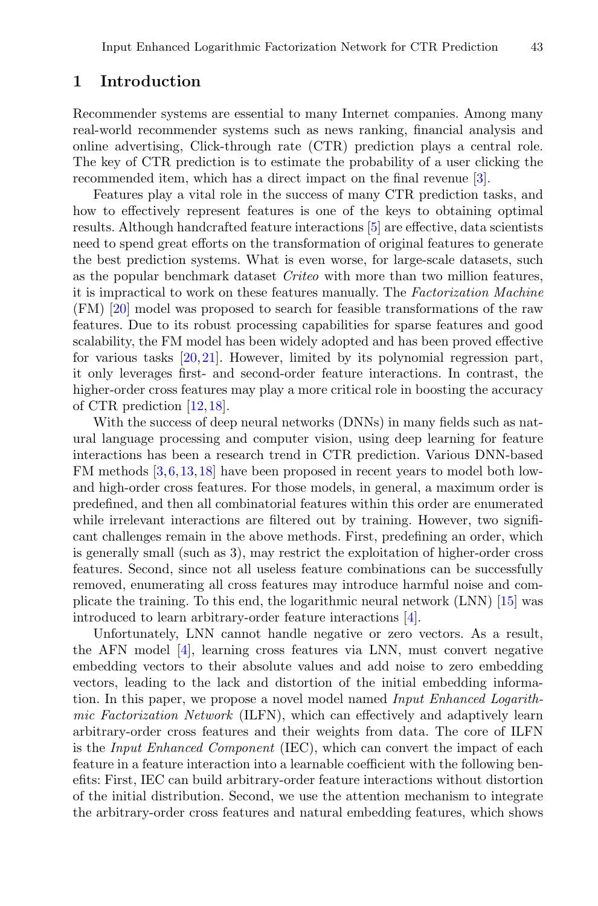## 1 Introduction

Recommender systems are essential to many Internet companies. Among many real-world recommender systems such as news ranking, financial analysis and online advertising, Click-through rate (CTR) prediction plays a central role. The key of CTR prediction is to estimate the probability of a user clicking the recommended item, which has a direct impact on the final revenue [3].

Features play a vital role in the success of many CTR prediction tasks, and how to effectively represent features is one of the keys to obtaining optimal results. Although handcrafted feature interactions [5] are effective, data scientists need to spend great efforts on the transformation of original features to generate the best prediction systems. What is even worse, for large-scale datasets, such as the popular benchmark dataset *Criteo* with more than two million features, it is impractical to work on these features manually. The *Factorization Machine* (FM) [20] model was proposed to search for feasible transformations of the raw features. Due to its robust processing capabilities for sparse features and good scalability, the FM model has been widely adopted and has been proved effective for various tasks [20,21]. However, limited by its polynomial regression part, it only leverages first- and second-order feature interactions. In contrast, the higher-order cross features may play a more critical role in boosting the accuracy of CTR prediction [12,18].

With the success of deep neural networks (DNNs) in many fields such as natural language processing and computer vision, using deep learning for feature interactions has been a research trend in CTR prediction. Various DNN-based FM methods [3,6,13,18] have been proposed in recent years to model both low- and high-order cross features. For those models, in general, a maximum order is predefined, and then all combinatorial features within this order are enumerated while irrelevant interactions are filtered out by training. However, two significant challenges remain in the above methods. First, predefining an order, which is generally small (such as 3), may restrict the exploitation of higher-order cross features. Second, since not all useless feature combinations can be successfully removed, enumerating all cross features may introduce harmful noise and complicate the training. To this end, the logarithmic neural network (LNN) [15] was introduced to learn arbitrary-order feature interactions [4].

Unfortunately, LNN cannot handle negative or zero vectors. As a result, the AFN model [4], learning cross features via LNN, must convert negative embedding vectors to their absolute values and add noise to zero embedding vectors, leading to the lack and distortion of the initial embedding information. In this paper, we propose a novel model named *Input Enhanced Logarithmic Factorization Network* (ILFN), which can effectively and adaptively learn arbitrary-order cross features and their weights from data. The core of ILFN is the *Input Enhanced Component* (IEC), which can convert the impact of each feature in a feature interaction into a learnable coefficient with the following benefits: First, IEC can build arbitrary-order feature interactions without distortion of the initial distribution. Second, we use the attention mechanism to integrate the arbitrary-order cross features and natural embedding features, which shows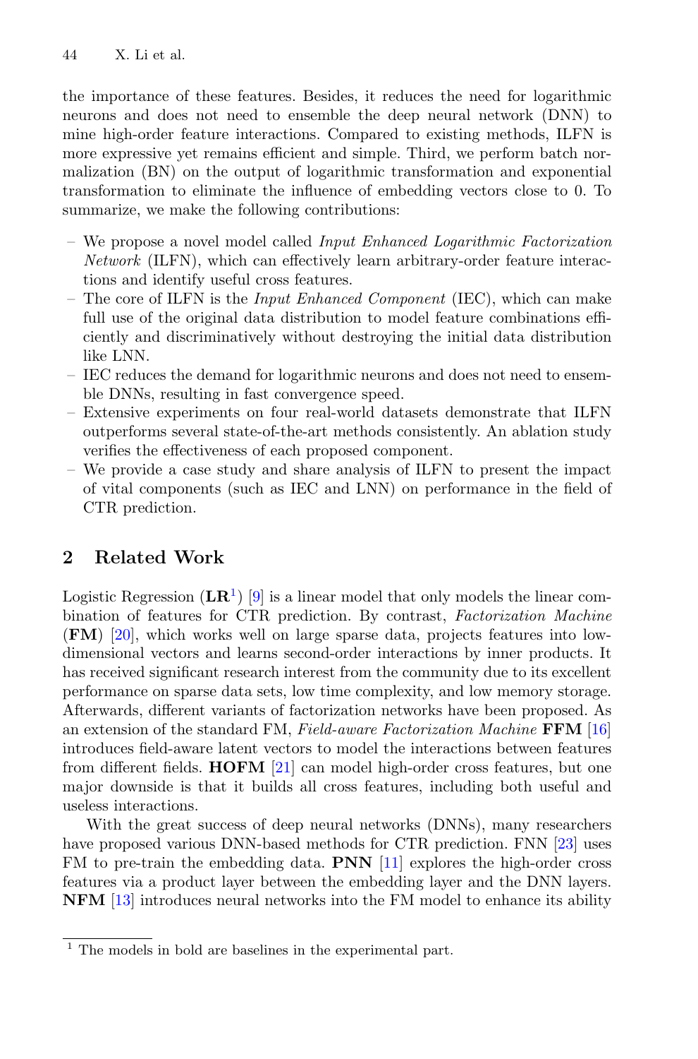the importance of these features. Besides, it reduces the need for logarithmic neurons and does not need to ensemble the deep neural network (DNN) to mine high-order feature interactions. Compared to existing methods, ILFN is more expressive yet remains efficient and simple. Third, we perform batch normalization (BN) on the output of logarithmic transformation and exponential transformation to eliminate the influence of embedding vectors close to 0. To summarize, we make the following contributions:

- We propose a novel model called *Input Enhanced Logarithmic Factorization Network* (ILFN), which can effectively learn arbitrary-order feature interactions and identify useful cross features.
- The core of ILFN is the *Input Enhanced Component* (IEC), which can make full use of the original data distribution to model feature combinations efficiently and discriminatively without destroying the initial data distribution like LNN.
- IEC reduces the demand for logarithmic neurons and does not need to ensemble DNNs, resulting in fast convergence speed.
- Extensive experiments on four real-world datasets demonstrate that ILFN outperforms several state-of-the-art methods consistently. An ablation study verifies the effectiveness of each proposed component.
- We provide a case study and share analysis of ILFN to present the impact of vital components (such as IEC and LNN) on performance in the field of CTR prediction.

## 2 Related Work

Logistic Regression (**LR**[1]) [9] is a linear model that only models the linear combination of features for CTR prediction. By contrast, *Factorization Machine* (**FM**) [20], which works well on large sparse data, projects features into low-dimensional vectors and learns second-order interactions by inner products. It has received significant research interest from the community due to its excellent performance on sparse data sets, low time complexity, and low memory storage. Afterwards, different variants of factorization networks have been proposed. As an extension of the standard FM, *Field-aware Factorization Machine* **FFM** [16] introduces field-aware latent vectors to model the interactions between features from different fields. **HOFM** [21] can model high-order cross features, but one major downside is that it builds all cross features, including both useful and useless interactions.

With the great success of deep neural networks (DNNs), many researchers have proposed various DNN-based methods for CTR prediction. FNN [23] uses FM to pre-train the embedding data. **PNN** [11] explores the high-order cross features via a product layer between the embedding layer and the DNN layers. **NFM** [13] introduces neural networks into the FM model to enhance its ability

[1] The models in bold are baselines in the experimental part.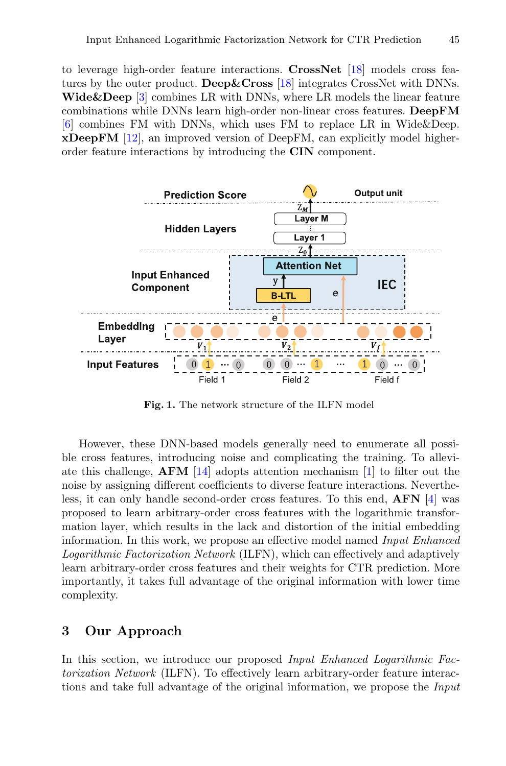to leverage high-order feature interactions. **CrossNet** [18] models cross features by the outer product. **Deep&Cross** [18] integrates CrossNet with DNNs. **Wide&Deep** [3] combines LR with DNNs, where LR models the linear feature combinations while DNNs learn high-order non-linear cross features. **DeepFM** [6] combines FM with DNNs, which uses FM to replace LR in Wide&Deep. **xDeepFM** [12], an improved version of DeepFM, can explicitly model higher-order feature interactions by introducing the **CIN** component.

Prediction Score

Output unit

$Z_M$

Layer M

Hidden Layers

Layer 1

$Z_0$

Attention Net

Input Enhanced Component

y

IEC

B-LTL

e

e

Embedding Layer

$V_1$

$V_2$

$V_f$

Input Features

0 1 ··· 0

0 0 ··· 1

···

1 0 ··· 0

Field 1

Field 2

Field f

**Fig. 1.** The network structure of the ILFN model

However, these DNN-based models generally need to enumerate all possible cross features, introducing noise and complicating the training. To alleviate this challenge, **AFM** [14] adopts attention mechanism [1] to filter out the noise by assigning different coefficients to diverse feature interactions. Nevertheless, it can only handle second-order cross features. To this end, **AFN** [4] was proposed to learn arbitrary-order cross features with the logarithmic transformation layer, which results in the lack and distortion of the initial embedding information. In this work, we propose an effective model named *Input Enhanced Logarithmic Factorization Network* (ILFN), which can effectively and adaptively learn arbitrary-order cross features and their weights for CTR prediction. More importantly, it takes full advantage of the original information with lower time complexity.

## 3 Our Approach

In this section, we introduce our proposed *Input Enhanced Logarithmic Factorization Network* (ILFN). To effectively learn arbitrary-order feature interactions and take full advantage of the original information, we propose the *Input*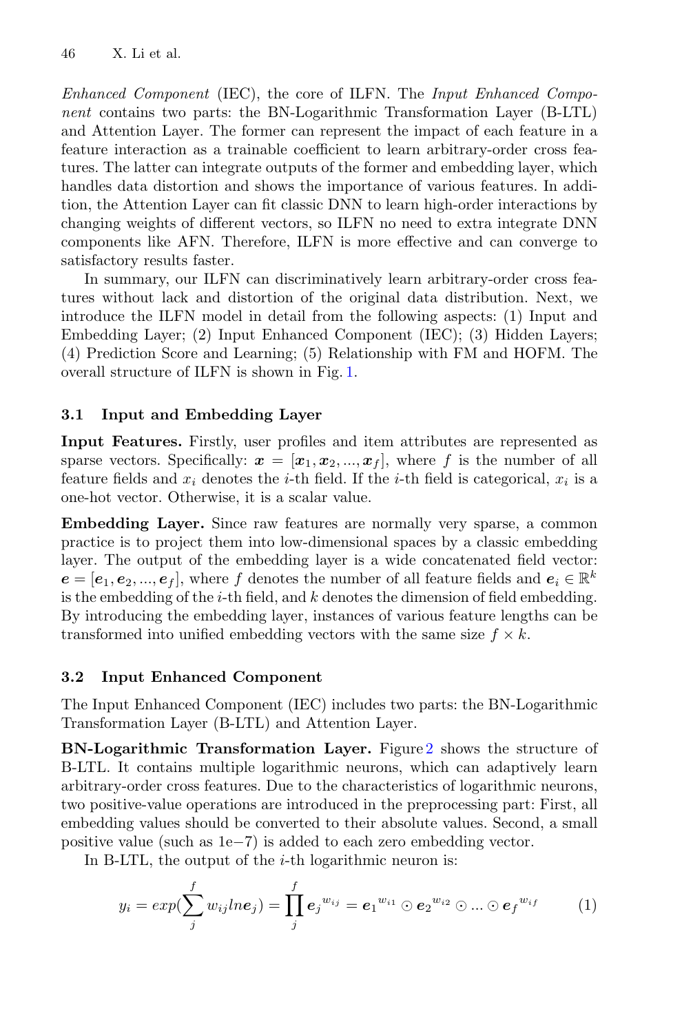*Enhanced Component* (IEC), the core of ILFN. The *Input Enhanced Component* contains two parts: the BN-Logarithmic Transformation Layer (B-LTL) and Attention Layer. The former can represent the impact of each feature in a feature interaction as a trainable coefficient to learn arbitrary-order cross features. The latter can integrate outputs of the former and embedding layer, which handles data distortion and shows the importance of various features. In addition, the Attention Layer can fit classic DNN to learn high-order interactions by changing weights of different vectors, so ILFN no need to extra integrate DNN components like AFN. Therefore, ILFN is more effective and can converge to satisfactory results faster.

In summary, our ILFN can discriminatively learn arbitrary-order cross features without lack and distortion of the original data distribution. Next, we introduce the ILFN model in detail from the following aspects: (1) Input and Embedding Layer; (2) Input Enhanced Component (IEC); (3) Hidden Layers; (4) Prediction Score and Learning; (5) Relationship with FM and HOFM. The overall structure of ILFN is shown in Fig. 1.

### 3.1 Input and Embedding Layer

**Input Features.** Firstly, user profiles and item attributes are represented as sparse vectors. Specifically: $\boldsymbol{x} = [\boldsymbol{x}_1, \boldsymbol{x}_2, ..., \boldsymbol{x}_f]$, where $f$ is the number of all feature fields and $x_i$ denotes the $i$-th field. If the $i$-th field is categorical, $x_i$ is a one-hot vector. Otherwise, it is a scalar value.

**Embedding Layer.** Since raw features are normally very sparse, a common practice is to project them into low-dimensional spaces by a classic embedding layer. The output of the embedding layer is a wide concatenated field vector: $\boldsymbol{e} = [\boldsymbol{e}_1, \boldsymbol{e}_2, ..., \boldsymbol{e}_f]$, where $f$ denotes the number of all feature fields and $\boldsymbol{e}_i \in \mathbb{R}^k$ is the embedding of the $i$-th field, and $k$ denotes the dimension of field embedding. By introducing the embedding layer, instances of various feature lengths can be transformed into unified embedding vectors with the same size $f \times k$.

### 3.2 Input Enhanced Component

The Input Enhanced Component (IEC) includes two parts: the BN-Logarithmic Transformation Layer (B-LTL) and Attention Layer.

**BN-Logarithmic Transformation Layer.** Figure 2 shows the structure of B-LTL. It contains multiple logarithmic neurons, which can adaptively learn arbitrary-order cross features. Due to the characteristics of logarithmic neurons, two positive-value operations are introduced in the preprocessing part: First, all embedding values should be converted to their absolute values. Second, a small positive value (such as 1e−7) is added to each zero embedding vector.

In B-LTL, the output of the $i$-th logarithmic neuron is:

$$y_i = exp(\sum_{j}^{f} w_{ij} ln \boldsymbol{e}_j) = \prod_{j}^{f} {\boldsymbol{e}_j}^{w_{ij}} = {\boldsymbol{e}_1}^{w_{i1}} \odot {\boldsymbol{e}_2}^{w_{i2}} \odot ... \odot {\boldsymbol{e}_f}^{w_{if}} \tag{1}$$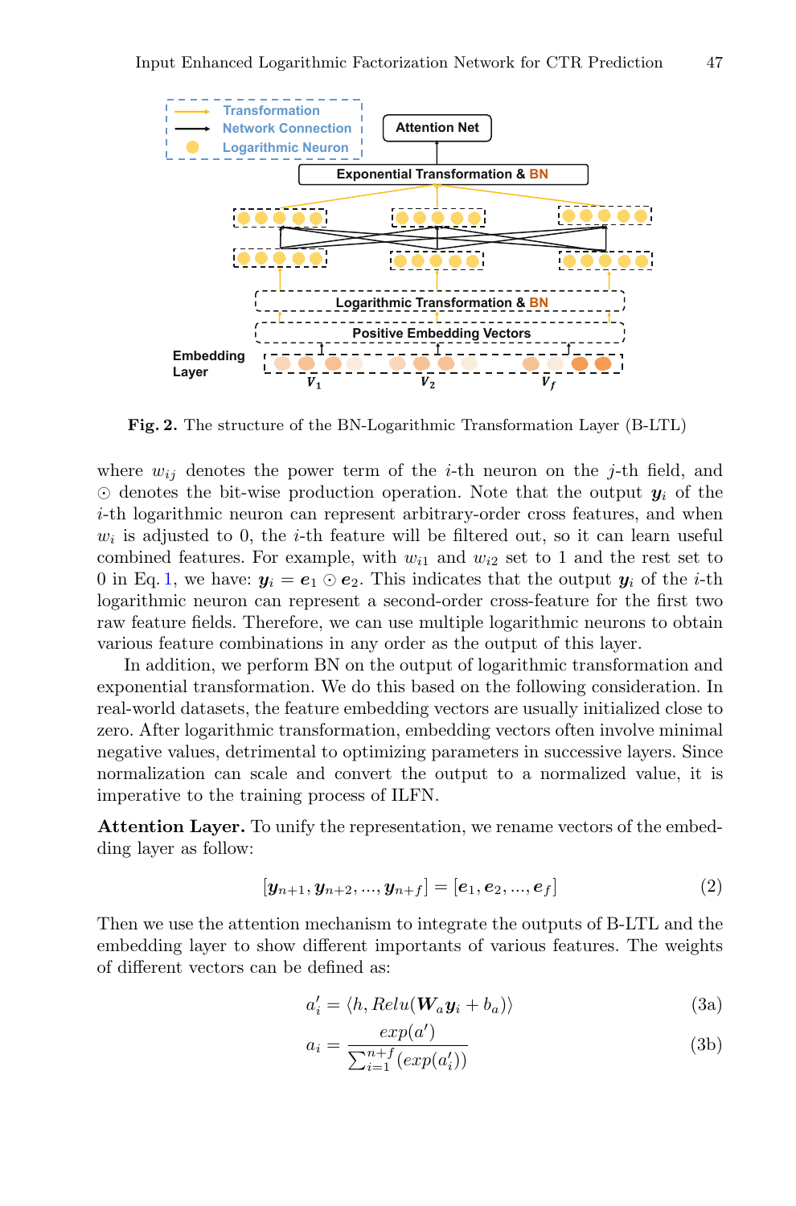Transformation

Network Connection

Logarithmic Neuron

Attention Net

Exponential Transformation & BN

Logarithmic Transformation & BN

Positive Embedding Vectors

Embedding Layer

$V_1$

$V_2$

$V_f$

**Fig. 2.** The structure of the BN-Logarithmic Transformation Layer (B-LTL)

where $w_{ij}$ denotes the power term of the $i$-th neuron on the $j$-th field, and $\odot$ denotes the bit-wise production operation. Note that the output $\boldsymbol{y}_i$ of the $i$-th logarithmic neuron can represent arbitrary-order cross features, and when $w_i$ is adjusted to 0, the $i$-th feature will be filtered out, so it can learn useful combined features. For example, with $w_{i1}$ and $w_{i2}$ set to 1 and the rest set to 0 in Eq. 1, we have: $\boldsymbol{y}_i = \boldsymbol{e}_1 \odot \boldsymbol{e}_2$. This indicates that the output $\boldsymbol{y}_i$ of the $i$-th logarithmic neuron can represent a second-order cross-feature for the first two raw feature fields. Therefore, we can use multiple logarithmic neurons to obtain various feature combinations in any order as the output of this layer.

In addition, we perform BN on the output of logarithmic transformation and exponential transformation. We do this based on the following consideration. In real-world datasets, the feature embedding vectors are usually initialized close to zero. After logarithmic transformation, embedding vectors often involve minimal negative values, detrimental to optimizing parameters in successive layers. Since normalization can scale and convert the output to a normalized value, it is imperative to the training process of ILFN.

**Attention Layer.** To unify the representation, we rename vectors of the embedding layer as follow:

$$[\boldsymbol{y}_{n+1}, \boldsymbol{y}_{n+2}, ..., \boldsymbol{y}_{n+f}] = [\boldsymbol{e}_1, \boldsymbol{e}_2, ..., \boldsymbol{e}_f] \tag{2}$$

Then we use the attention mechanism to integrate the outputs of B-LTL and the embedding layer to show different importants of various features. The weights of different vectors can be defined as:

$$a'_i = \langle h, Relu(\boldsymbol{W}_a \boldsymbol{y}_i + b_a) \rangle \tag{3a}$$

$$a_i = \frac{exp(a')}{\sum_{i=1}^{n+f}(exp(a'_i))} \tag{3b}$$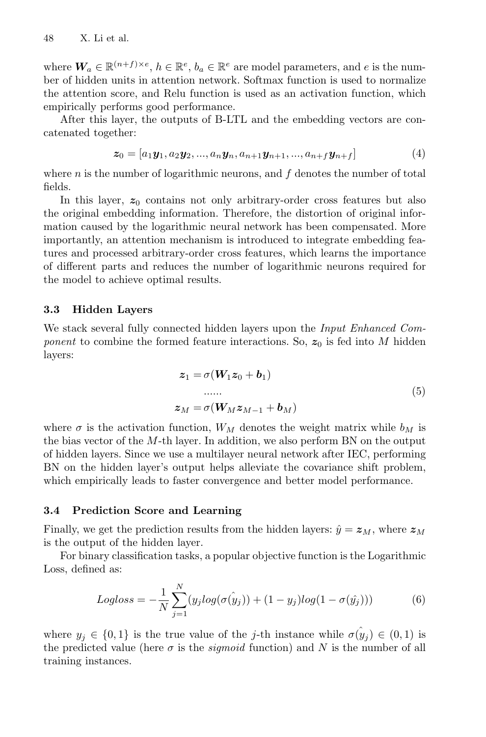where $\boldsymbol{W}_a \in \mathbb{R}^{(n+f)\times e}$, $h \in \mathbb{R}^e$, $b_a \in \mathbb{R}^e$ are model parameters, and $e$ is the number of hidden units in attention network. Softmax function is used to normalize the attention score, and Relu function is used as an activation function, which empirically performs good performance.

After this layer, the outputs of B-LTL and the embedding vectors are concatenated together:

$$\boldsymbol{z}_0 = [a_1\boldsymbol{y}_1, a_2\boldsymbol{y}_2, ..., a_n\boldsymbol{y}_n, a_{n+1}\boldsymbol{y}_{n+1}, ..., a_{n+f}\boldsymbol{y}_{n+f}] \tag{4}$$

where $n$ is the number of logarithmic neurons, and $f$ denotes the number of total fields.

In this layer, $\boldsymbol{z}_0$ contains not only arbitrary-order cross features but also the original embedding information. Therefore, the distortion of original information caused by the logarithmic neural network has been compensated. More importantly, an attention mechanism is introduced to integrate embedding features and processed arbitrary-order cross features, which learns the importance of different parts and reduces the number of logarithmic neurons required for the model to achieve optimal results.

### 3.3 Hidden Layers

We stack several fully connected hidden layers upon the *Input Enhanced Component* to combine the formed feature interactions. So, $\boldsymbol{z}_0$ is fed into $M$ hidden layers:

$$\begin{aligned} \boldsymbol{z}_1 &= \sigma(\boldsymbol{W}_1\boldsymbol{z}_0 + \boldsymbol{b}_1) \\ &...... \\ \boldsymbol{z}_M &= \sigma(\boldsymbol{W}_M\boldsymbol{z}_{M-1} + \boldsymbol{b}_M) \end{aligned} \tag{5}$$

where $\sigma$ is the activation function, $W_M$ denotes the weight matrix while $b_M$ is the bias vector of the $M$-th layer. In addition, we also perform BN on the output of hidden layers. Since we use a multilayer neural network after IEC, performing BN on the hidden layer's output helps alleviate the covariance shift problem, which empirically leads to faster convergence and better model performance.

### 3.4 Prediction Score and Learning

Finally, we get the prediction results from the hidden layers: $\hat{y} = \boldsymbol{z}_M$, where $\boldsymbol{z}_M$ is the output of the hidden layer.

For binary classification tasks, a popular objective function is the Logarithmic Loss, defined as:

$$Logloss = -\frac{1}{N}\sum_{j=1}^{N}(y_j log(\sigma(\hat{y_j})) + (1-y_j)log(1-\sigma(\hat{y_j}))) \tag{6}$$

where $y_j \in \{0, 1\}$ is the true value of the $j$-th instance while $\sigma(\hat{y_j}) \in (0, 1)$ is the predicted value (here $\sigma$ is the *sigmoid* function) and $N$ is the number of all training instances.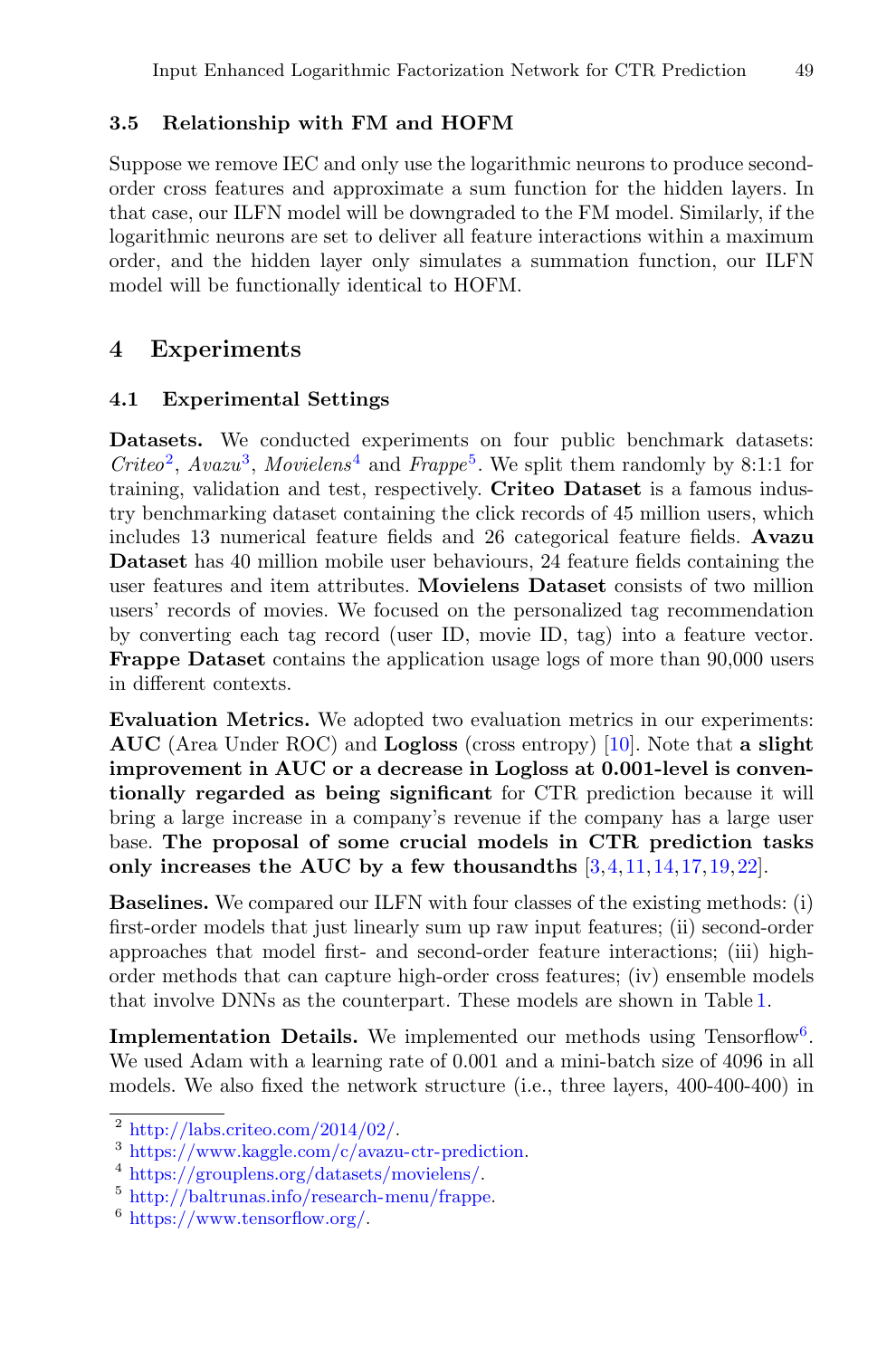### 3.5 Relationship with FM and HOFM

Suppose we remove IEC and only use the logarithmic neurons to produce second-order cross features and approximate a sum function for the hidden layers. In that case, our ILFN model will be downgraded to the FM model. Similarly, if the logarithmic neurons are set to deliver all feature interactions within a maximum order, and the hidden layer only simulates a summation function, our ILFN model will be functionally identical to HOFM.

## 4 Experiments

### 4.1 Experimental Settings

**Datasets.** We conducted experiments on four public benchmark datasets: *Criteo*[2], *Avazu*[3], *Movielens*[4] and *Frappe*[5]. We split them randomly by 8:1:1 for training, validation and test, respectively. **Criteo Dataset** is a famous industry benchmarking dataset containing the click records of 45 million users, which includes 13 numerical feature fields and 26 categorical feature fields. **Avazu Dataset** has 40 million mobile user behaviours, 24 feature fields containing the user features and item attributes. **Movielens Dataset** consists of two million users' records of movies. We focused on the personalized tag recommendation by converting each tag record (user ID, movie ID, tag) into a feature vector. **Frappe Dataset** contains the application usage logs of more than 90,000 users in different contexts.

**Evaluation Metrics.** We adopted two evaluation metrics in our experiments: **AUC** (Area Under ROC) and **Logloss** (cross entropy) [10]. Note that **a slight improvement in AUC or a decrease in Logloss at 0.001-level is conventionally regarded as being significant** for CTR prediction because it will bring a large increase in a company's revenue if the company has a large user base. **The proposal of some crucial models in CTR prediction tasks only increases the AUC by a few thousandths** [3,4,11,14,17,19,22].

**Baselines.** We compared our ILFN with four classes of the existing methods: (i) first-order models that just linearly sum up raw input features; (ii) second-order approaches that model first- and second-order feature interactions; (iii) high-order methods that can capture high-order cross features; (iv) ensemble models that involve DNNs as the counterpart. These models are shown in Table 1.

**Implementation Details.** We implemented our methods using Tensorflow[6]. We used Adam with a learning rate of 0.001 and a mini-batch size of 4096 in all models. We also fixed the network structure (i.e., three layers, 400-400-400) in

---

[2] http://labs.criteo.com/2014/02/.

[3] https://www.kaggle.com/c/avazu-ctr-prediction.

[4] https://grouplens.org/datasets/movielens/.

[5] http://baltrunas.info/research-menu/frappe.

[6] https://www.tensorflow.org/.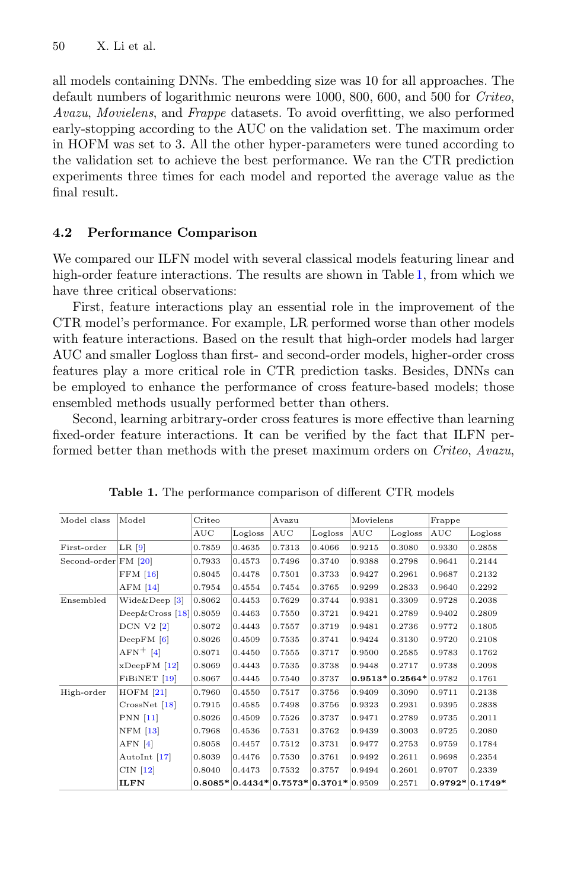all models containing DNNs. The embedding size was 10 for all approaches. The default numbers of logarithmic neurons were 1000, 800, 600, and 500 for *Criteo*, *Avazu*, *Movielens*, and *Frappe* datasets. To avoid overfitting, we also performed early-stopping according to the AUC on the validation set. The maximum order in HOFM was set to 3. All the other hyper-parameters were tuned according to the validation set to achieve the best performance. We ran the CTR prediction experiments three times for each model and reported the average value as the final result.

### 4.2 Performance Comparison

We compared our ILFN model with several classical models featuring linear and high-order feature interactions. The results are shown in Table 1, from which we have three critical observations:

First, feature interactions play an essential role in the improvement of the CTR model's performance. For example, LR performed worse than other models with feature interactions. Based on the result that high-order models had larger AUC and smaller Logloss than first- and second-order models, higher-order cross features play a more critical role in CTR prediction tasks. Besides, DNNs can be employed to enhance the performance of cross feature-based models; those ensembled methods usually performed better than others.

Second, learning arbitrary-order cross features is more effective than learning fixed-order feature interactions. It can be verified by the fact that ILFN performed better than methods with the preset maximum orders on *Criteo*, *Avazu*,

**Table 1.** The performance comparison of different CTR models

| Model class | Model | Criteo | | Avazu | | Movielens | | Frappe | |
|---|---|---|---|---|---|---|---|---|---|
| | | AUC | Logloss | AUC | Logloss | AUC | Logloss | AUC | Logloss |
| First-order | LR [9] | 0.7859 | 0.4635 | 0.7313 | 0.4066 | 0.9215 | 0.3080 | 0.9330 | 0.2858 |
| Second-order | FM [20] | 0.7933 | 0.4573 | 0.7496 | 0.3740 | 0.9388 | 0.2798 | 0.9641 | 0.2144 |
| | FFM [16] | 0.8045 | 0.4478 | 0.7501 | 0.3733 | 0.9427 | 0.2961 | 0.9687 | 0.2132 |
| | AFM [14] | 0.7954 | 0.4554 | 0.7454 | 0.3765 | 0.9299 | 0.2833 | 0.9640 | 0.2292 |
| Ensembled | Wide&Deep [3] | 0.8062 | 0.4453 | 0.7629 | 0.3744 | 0.9381 | 0.3309 | 0.9728 | 0.2038 |
| | Deep&Cross [18] | 0.8059 | 0.4463 | 0.7550 | 0.3721 | 0.9421 | 0.2789 | 0.9402 | 0.2809 |
| | DCN V2 [2] | 0.8072 | 0.4443 | 0.7557 | 0.3719 | 0.9481 | 0.2736 | 0.9772 | 0.1805 |
| | DeepFM [6] | 0.8026 | 0.4509 | 0.7535 | 0.3741 | 0.9424 | 0.3130 | 0.9720 | 0.2108 |
| | AFN$^+$ [4] | 0.8071 | 0.4450 | 0.7555 | 0.3717 | 0.9500 | 0.2585 | 0.9783 | 0.1762 |
| | xDeepFM [12] | 0.8069 | 0.4443 | 0.7535 | 0.3738 | 0.9448 | 0.2717 | 0.9738 | 0.2098 |
| | FiBiNET [19] | 0.8067 | 0.4445 | 0.7540 | 0.3737 | **0.9513*** | **0.2564*** | 0.9782 | 0.1761 |
| High-order | HOFM [21] | 0.7960 | 0.4550 | 0.7517 | 0.3756 | 0.9409 | 0.3090 | 0.9711 | 0.2138 |
| | CrossNet [18] | 0.7915 | 0.4585 | 0.7498 | 0.3756 | 0.9323 | 0.2931 | 0.9395 | 0.2838 |
| | PNN [11] | 0.8026 | 0.4509 | 0.7526 | 0.3737 | 0.9471 | 0.2789 | 0.9735 | 0.2011 |
| | NFM [13] | 0.7968 | 0.4536 | 0.7531 | 0.3762 | 0.9439 | 0.3003 | 0.9725 | 0.2080 |
| | AFN [4] | 0.8058 | 0.4457 | 0.7512 | 0.3731 | 0.9477 | 0.2753 | 0.9759 | 0.1784 |
| | AutoInt [17] | 0.8039 | 0.4476 | 0.7530 | 0.3761 | 0.9492 | 0.2611 | 0.9698 | 0.2354 |
| | CIN [12] | 0.8040 | 0.4473 | 0.7532 | 0.3757 | 0.9494 | 0.2601 | 0.9707 | 0.2339 |
| | **ILFN** | **0.8085*** | **0.4434*** | **0.7573*** | **0.3701*** | 0.9509 | 0.2571 | **0.9792*** | **0.1749*** |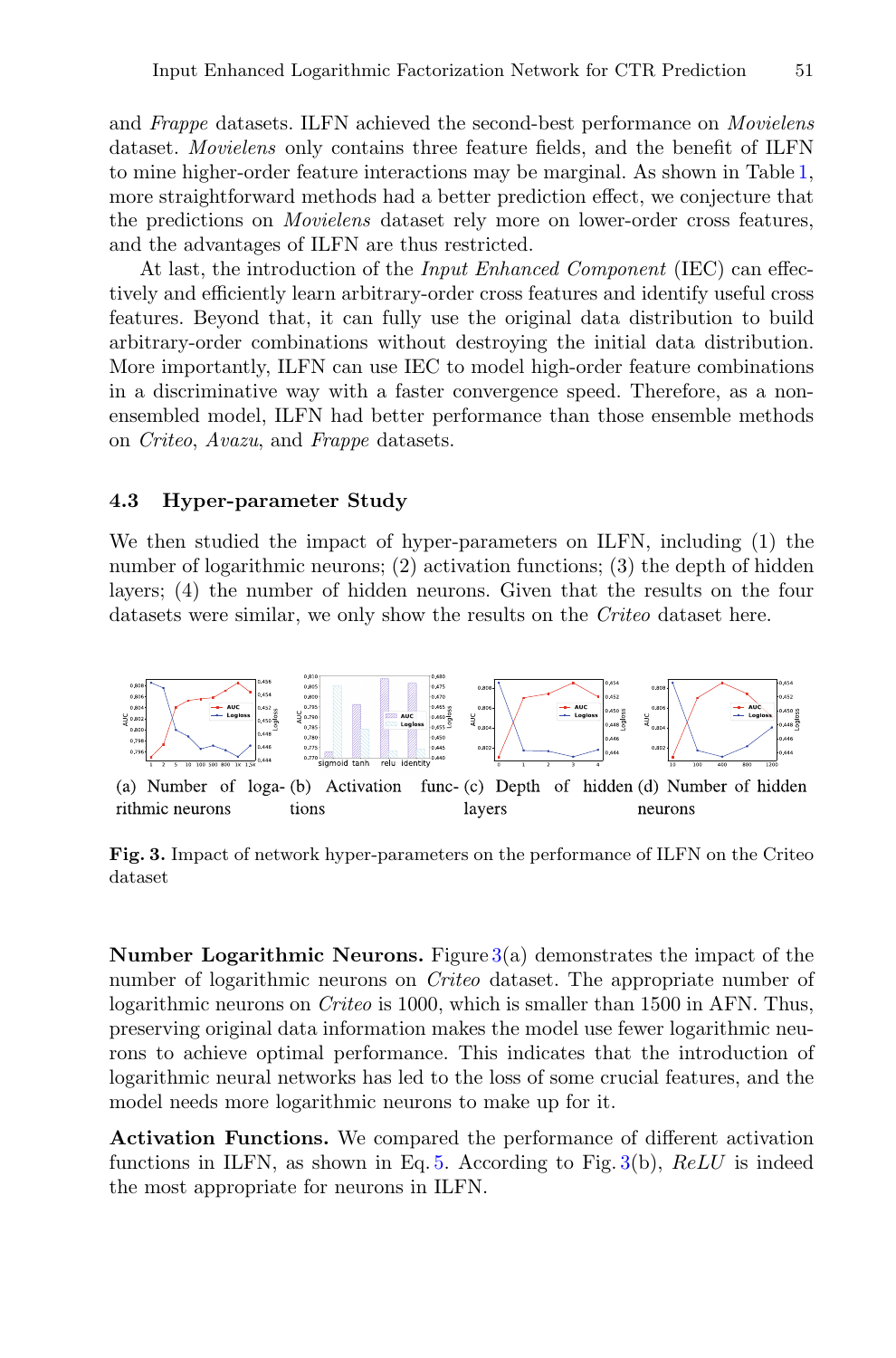and *Frappe* datasets. ILFN achieved the second-best performance on *Movielens* dataset. *Movielens* only contains three feature fields, and the benefit of ILFN to mine higher-order feature interactions may be marginal. As shown in Table 1, more straightforward methods had a better prediction effect, we conjecture that the predictions on *Movielens* dataset rely more on lower-order cross features, and the advantages of ILFN are thus restricted.

At last, the introduction of the *Input Enhanced Component* (IEC) can effectively and efficiently learn arbitrary-order cross features and identify useful cross features. Beyond that, it can fully use the original data distribution to build arbitrary-order combinations without destroying the initial data distribution. More importantly, ILFN can use IEC to model high-order feature combinations in a discriminative way with a faster convergence speed. Therefore, as a non-ensembled model, ILFN had better performance than those ensemble methods on *Criteo*, *Avazu*, and *Frappe* datasets.

### 4.3 Hyper-parameter Study

We then studied the impact of hyper-parameters on ILFN, including (1) the number of logarithmic neurons; (2) activation functions; (3) the depth of hidden layers; (4) the number of hidden neurons. Given that the results on the four datasets were similar, we only show the results on the *Criteo* dataset here.

(a) Number of logarithmic neurons (b) Activation functions (c) Depth of hidden layers (d) Number of hidden neurons

**Fig. 3.** Impact of network hyper-parameters on the performance of ILFN on the Criteo dataset

**Number Logarithmic Neurons.** Figure 3(a) demonstrates the impact of the number of logarithmic neurons on *Criteo* dataset. The appropriate number of logarithmic neurons on *Criteo* is 1000, which is smaller than 1500 in AFN. Thus, preserving original data information makes the model use fewer logarithmic neurons to achieve optimal performance. This indicates that the introduction of logarithmic neural networks has led to the loss of some crucial features, and the model needs more logarithmic neurons to make up for it.

**Activation Functions.** We compared the performance of different activation functions in ILFN, as shown in Eq. 5. According to Fig. 3(b), *ReLU* is indeed the most appropriate for neurons in ILFN.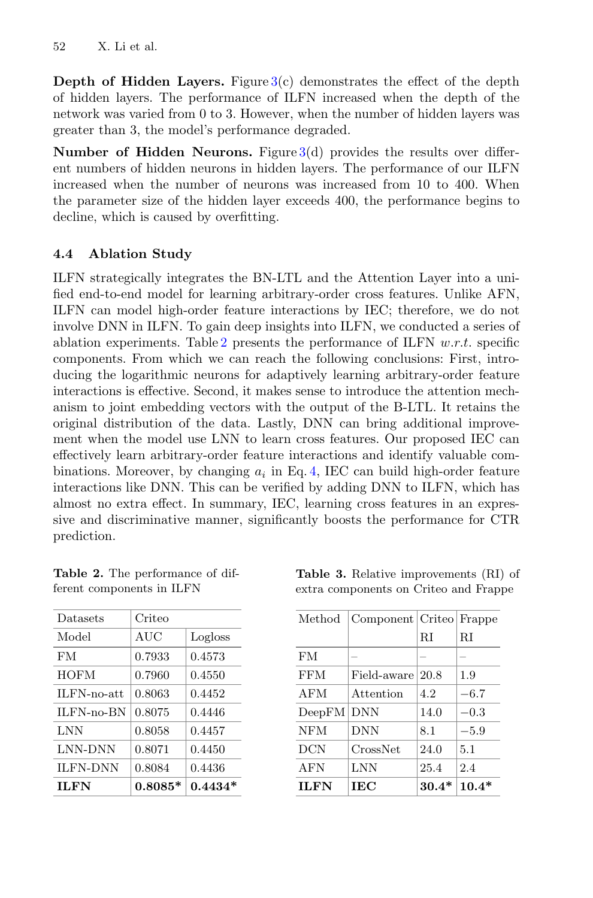**Depth of Hidden Layers.** Figure 3(c) demonstrates the effect of the depth of hidden layers. The performance of ILFN increased when the depth of the network was varied from 0 to 3. However, when the number of hidden layers was greater than 3, the model's performance degraded.

**Number of Hidden Neurons.** Figure 3(d) provides the results over different numbers of hidden neurons in hidden layers. The performance of our ILFN increased when the number of neurons was increased from 10 to 400. When the parameter size of the hidden layer exceeds 400, the performance begins to decline, which is caused by overfitting.

### 4.4 Ablation Study

ILFN strategically integrates the BN-LTL and the Attention Layer into a unified end-to-end model for learning arbitrary-order cross features. Unlike AFN, ILFN can model high-order feature interactions by IEC; therefore, we do not involve DNN in ILFN. To gain deep insights into ILFN, we conducted a series of ablation experiments. Table 2 presents the performance of ILFN *w.r.t.* specific components. From which we can reach the following conclusions: First, introducing the logarithmic neurons for adaptively learning arbitrary-order feature interactions is effective. Second, it makes sense to introduce the attention mechanism to joint embedding vectors with the output of the B-LTL. It retains the original distribution of the data. Lastly, DNN can bring additional improvement when the model use LNN to learn cross features. Our proposed IEC can effectively learn arbitrary-order feature interactions and identify valuable combinations. Moreover, by changing $a_i$ in Eq. 4, IEC can build high-order feature interactions like DNN. This can be verified by adding DNN to ILFN, which has almost no extra effect. In summary, IEC, learning cross features in an expressive and discriminative manner, significantly boosts the performance for CTR prediction.

**Table 2.** The performance of different components in ILFN

| Datasets | Criteo | |
|---|---|---|
| Model | AUC | Logloss |
| FM | 0.7933 | 0.4573 |
| HOFM | 0.7960 | 0.4550 |
| ILFN-no-att | 0.8063 | 0.4452 |
| ILFN-no-BN | 0.8075 | 0.4446 |
| LNN | 0.8058 | 0.4457 |
| LNN-DNN | 0.8071 | 0.4450 |
| ILFN-DNN | 0.8084 | 0.4436 |
| **ILFN** | **0.8085*** | **0.4434*** |

**Table 3.** Relative improvements (RI) of extra components on Criteo and Frappe

| Method | Component | Criteo | Frappe |
|---|---|---|---|
| | | RI | RI |
| FM | – | – | – |
| FFM | Field-aware | 20.8 | 1.9 |
| AFM | Attention | 4.2 | −6.7 |
| DeepFM | DNN | 14.0 | −0.3 |
| NFM | DNN | 8.1 | −5.9 |
| DCN | CrossNet | 24.0 | 5.1 |
| AFN | LNN | 25.4 | 2.4 |
| **ILFN** | **IEC** | **30.4*** | **10.4*** |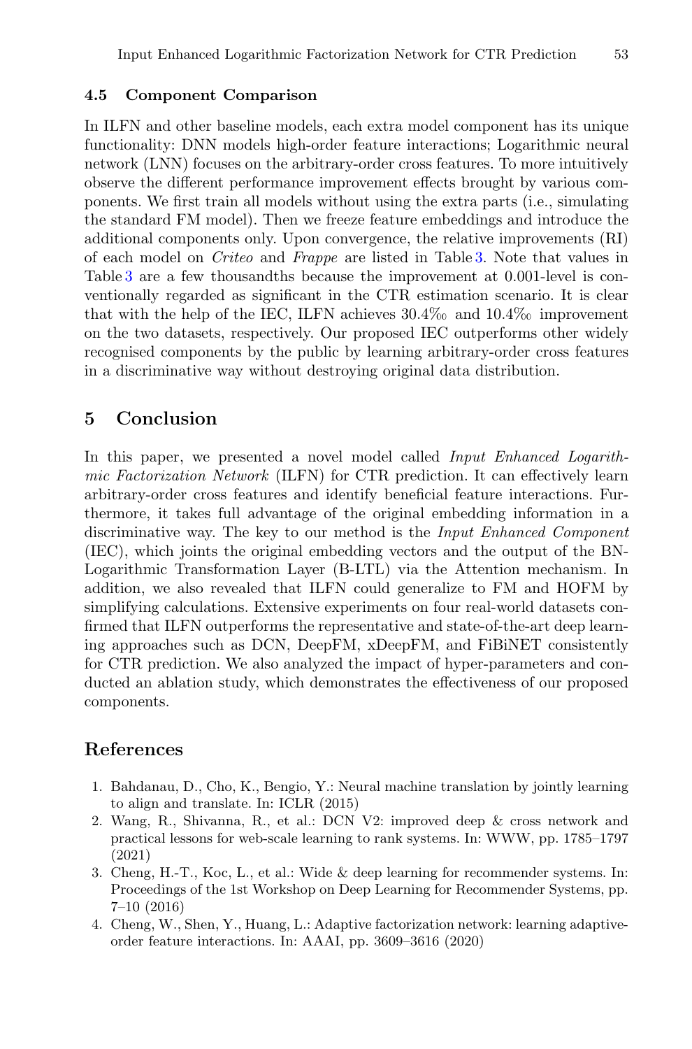### 4.5 Component Comparison

In ILFN and other baseline models, each extra model component has its unique functionality: DNN models high-order feature interactions; Logarithmic neural network (LNN) focuses on the arbitrary-order cross features. To more intuitively observe the different performance improvement effects brought by various components. We first train all models without using the extra parts (i.e., simulating the standard FM model). Then we freeze feature embeddings and introduce the additional components only. Upon convergence, the relative improvements (RI) of each model on *Criteo* and *Frappe* are listed in Table 3. Note that values in Table 3 are a few thousandths because the improvement at 0.001-level is conventionally regarded as significant in the CTR estimation scenario. It is clear that with the help of the IEC, ILFN achieves 30.4‰ and 10.4‰ improvement on the two datasets, respectively. Our proposed IEC outperforms other widely recognised components by the public by learning arbitrary-order cross features in a discriminative way without destroying original data distribution.

## 5 Conclusion

In this paper, we presented a novel model called *Input Enhanced Logarithmic Factorization Network* (ILFN) for CTR prediction. It can effectively learn arbitrary-order cross features and identify beneficial feature interactions. Furthermore, it takes full advantage of the original embedding information in a discriminative way. The key to our method is the *Input Enhanced Component* (IEC), which joints the original embedding vectors and the output of the BN-Logarithmic Transformation Layer (B-LTL) via the Attention mechanism. In addition, we also revealed that ILFN could generalize to FM and HOFM by simplifying calculations. Extensive experiments on four real-world datasets confirmed that ILFN outperforms the representative and state-of-the-art deep learning approaches such as DCN, DeepFM, xDeepFM, and FiBiNET consistently for CTR prediction. We also analyzed the impact of hyper-parameters and conducted an ablation study, which demonstrates the effectiveness of our proposed components.

## References

1. Bahdanau, D., Cho, K., Bengio, Y.: Neural machine translation by jointly learning to align and translate. In: ICLR (2015)
2. Wang, R., Shivanna, R., et al.: DCN V2: improved deep & cross network and practical lessons for web-scale learning to rank systems. In: WWW, pp. 1785–1797 (2021)
3. Cheng, H.-T., Koc, L., et al.: Wide & deep learning for recommender systems. In: Proceedings of the 1st Workshop on Deep Learning for Recommender Systems, pp. 7–10 (2016)
4. Cheng, W., Shen, Y., Huang, L.: Adaptive factorization network: learning adaptive-order feature interactions. In: AAAI, pp. 3609–3616 (2020)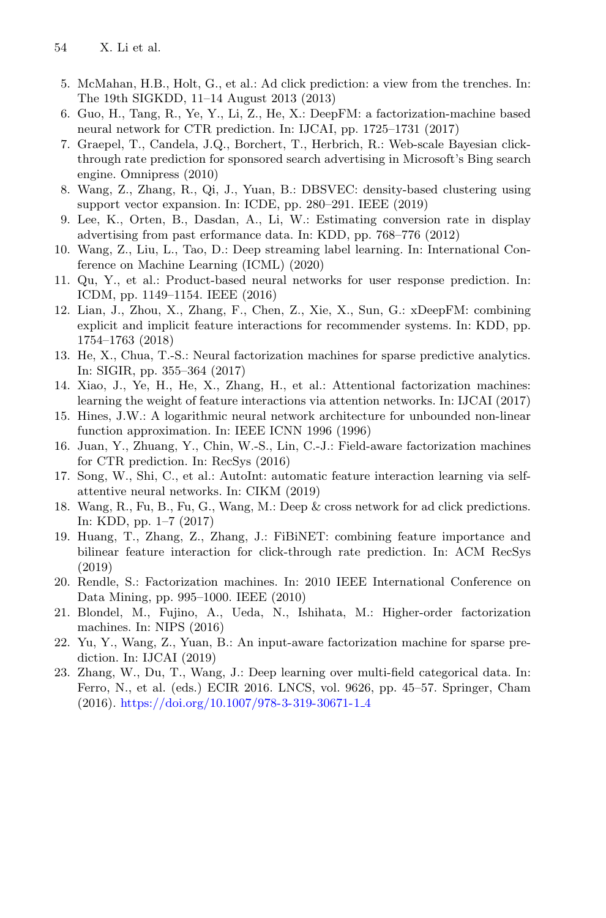5. McMahan, H.B., Holt, G., et al.: Ad click prediction: a view from the trenches. In: The 19th SIGKDD, 11–14 August 2013 (2013)
6. Guo, H., Tang, R., Ye, Y., Li, Z., He, X.: DeepFM: a factorization-machine based neural network for CTR prediction. In: IJCAI, pp. 1725–1731 (2017)
7. Graepel, T., Candela, J.Q., Borchert, T., Herbrich, R.: Web-scale Bayesian click-through rate prediction for sponsored search advertising in Microsoft's Bing search engine. Omnipress (2010)
8. Wang, Z., Zhang, R., Qi, J., Yuan, B.: DBSVEC: density-based clustering using support vector expansion. In: ICDE, pp. 280–291. IEEE (2019)
9. Lee, K., Orten, B., Dasdan, A., Li, W.: Estimating conversion rate in display advertising from past erformance data. In: KDD, pp. 768–776 (2012)
10. Wang, Z., Liu, L., Tao, D.: Deep streaming label learning. In: International Conference on Machine Learning (ICML) (2020)
11. Qu, Y., et al.: Product-based neural networks for user response prediction. In: ICDM, pp. 1149–1154. IEEE (2016)
12. Lian, J., Zhou, X., Zhang, F., Chen, Z., Xie, X., Sun, G.: xDeepFM: combining explicit and implicit feature interactions for recommender systems. In: KDD, pp. 1754–1763 (2018)
13. He, X., Chua, T.-S.: Neural factorization machines for sparse predictive analytics. In: SIGIR, pp. 355–364 (2017)
14. Xiao, J., Ye, H., He, X., Zhang, H., et al.: Attentional factorization machines: learning the weight of feature interactions via attention networks. In: IJCAI (2017)
15. Hines, J.W.: A logarithmic neural network architecture for unbounded non-linear function approximation. In: IEEE ICNN 1996 (1996)
16. Juan, Y., Zhuang, Y., Chin, W.-S., Lin, C.-J.: Field-aware factorization machines for CTR prediction. In: RecSys (2016)
17. Song, W., Shi, C., et al.: AutoInt: automatic feature interaction learning via self-attentive neural networks. In: CIKM (2019)
18. Wang, R., Fu, B., Fu, G., Wang, M.: Deep & cross network for ad click predictions. In: KDD, pp. 1–7 (2017)
19. Huang, T., Zhang, Z., Zhang, J.: FiBiNET: combining feature importance and bilinear feature interaction for click-through rate prediction. In: ACM RecSys (2019)
20. Rendle, S.: Factorization machines. In: 2010 IEEE International Conference on Data Mining, pp. 995–1000. IEEE (2010)
21. Blondel, M., Fujino, A., Ueda, N., Ishihata, M.: Higher-order factorization machines. In: NIPS (2016)
22. Yu, Y., Wang, Z., Yuan, B.: An input-aware factorization machine for sparse prediction. In: IJCAI (2019)
23. Zhang, W., Du, T., Wang, J.: Deep learning over multi-field categorical data. In: Ferro, N., et al. (eds.) ECIR 2016. LNCS, vol. 9626, pp. 45–57. Springer, Cham (2016). https://doi.org/10.1007/978-3-319-30671-1_4